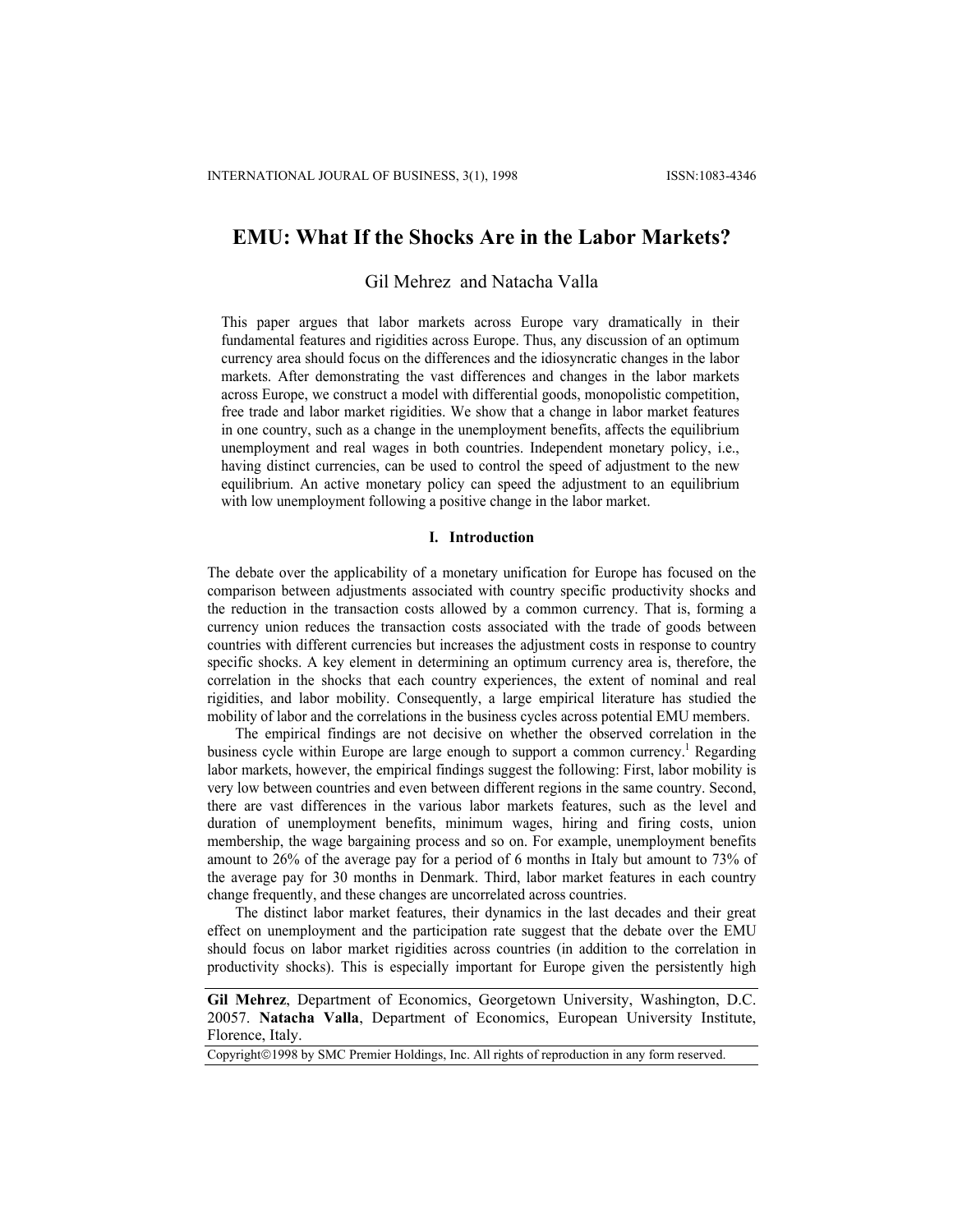# EMU: What If the Shocks Are in the Labor Markets?

Gil Mehrez and Natacha Valla

This paper argues that labor markets across Europe vary dramatically in their fundamental features and rigidities across Europe. Thus, any discussion of an optimum currency area should focus on the differences and the idiosyncratic changes in the labor markets. After demonstrating the vast differences and changes in the labor markets across Europe, we construct a model with differential goods, monopolistic competition, free trade and labor market rigidities. We show that a change in labor market features in one country, such as a change in the unemployment benefits, affects the equilibrium unemployment and real wages in both countries. Independent monetary policy, i.e., having distinct currencies, can be used to control the speed of adjustment to the new equilibrium. An active monetary policy can speed the adjustment to an equilibrium with low unemployment following a positive change in the labor market.

## I. Introduction

The debate over the applicability of a monetary unification for Europe has focused on the comparison between adjustments associated with country specific productivity shocks and the reduction in the transaction costs allowed by a common currency. That is, forming a currency union reduces the transaction costs associated with the trade of goods between countries with different currencies but increases the adjustment costs in response to country specific shocks. A key element in determining an optimum currency area is, therefore, the correlation in the shocks that each country experiences, the extent of nominal and real rigidities, and labor mobility. Consequently, a large empirical literature has studied the mobility of labor and the correlations in the business cycles across potential EMU members.

The empirical findings are not decisive on whether the observed correlation in the business cycle within Europe are large enough to support a common currency.[1] Regarding labor markets, however, the empirical findings suggest the following: First, labor mobility is very low between countries and even between different regions in the same country. Second, there are vast differences in the various labor markets features, such as the level and duration of unemployment benefits, minimum wages, hiring and firing costs, union membership, the wage bargaining process and so on. For example, unemployment benefits amount to 26% of the average pay for a period of 6 months in Italy but amount to 73% of the average pay for 30 months in Denmark. Third, labor market features in each country change frequently, and these changes are uncorrelated across countries.

The distinct labor market features, their dynamics in the last decades and their great effect on unemployment and the participation rate suggest that the debate over the EMU should focus on labor market rigidities across countries (in addition to the correlation in productivity shocks). This is especially important for Europe given the persistently high

**Gil Mehrez**, Department of Economics, Georgetown University, Washington, D.C. 20057. **Natacha Valla**, Department of Economics, European University Institute, Florence, Italy.

Copyright©1998 by SMC Premier Holdings, Inc. All rights of reproduction in any form reserved.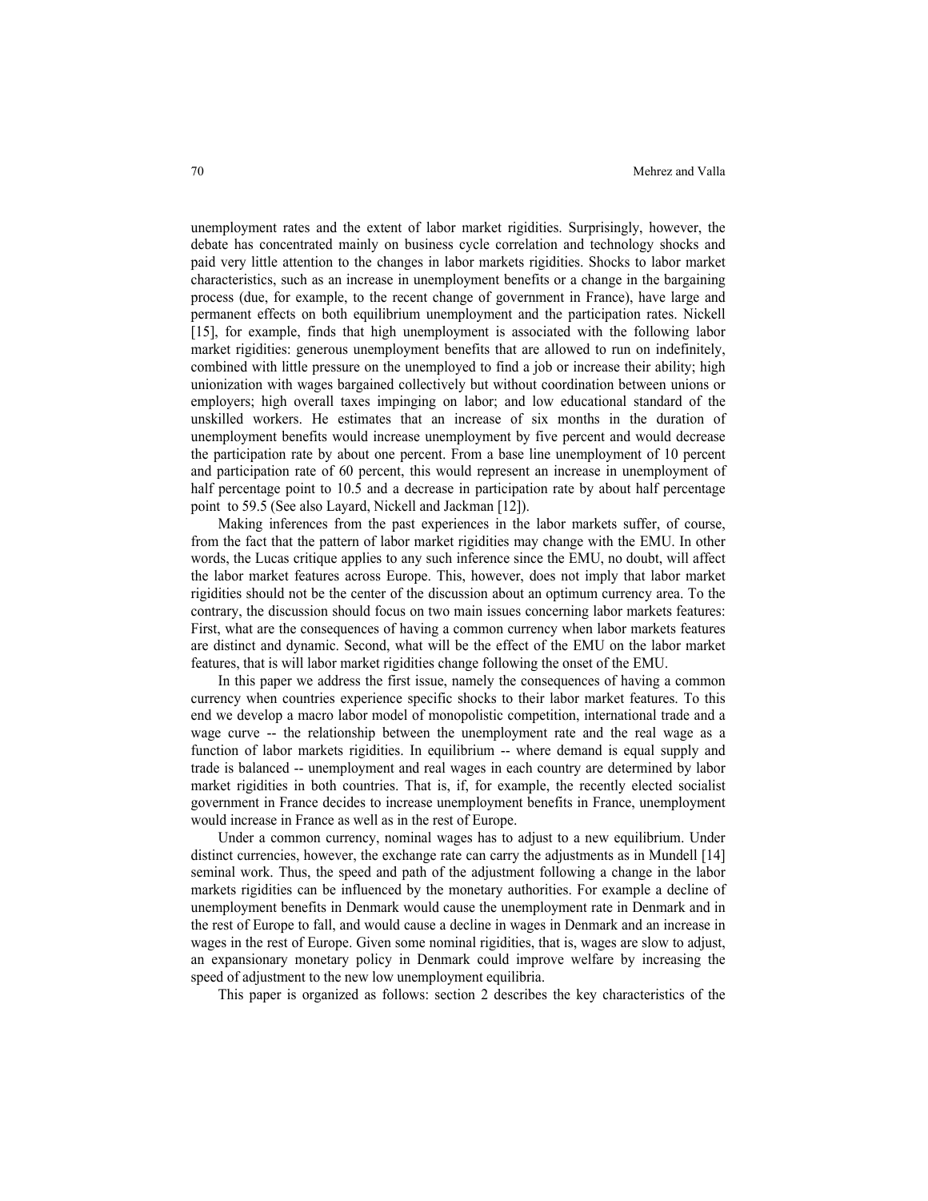unemployment rates and the extent of labor market rigidities. Surprisingly, however, the debate has concentrated mainly on business cycle correlation and technology shocks and paid very little attention to the changes in labor markets rigidities. Shocks to labor market characteristics, such as an increase in unemployment benefits or a change in the bargaining process (due, for example, to the recent change of government in France), have large and permanent effects on both equilibrium unemployment and the participation rates. Nickell [15], for example, finds that high unemployment is associated with the following labor market rigidities: generous unemployment benefits that are allowed to run on indefinitely, combined with little pressure on the unemployed to find a job or increase their ability; high unionization with wages bargained collectively but without coordination between unions or employers; high overall taxes impinging on labor; and low educational standard of the unskilled workers. He estimates that an increase of six months in the duration of unemployment benefits would increase unemployment by five percent and would decrease the participation rate by about one percent. From a base line unemployment of 10 percent and participation rate of 60 percent, this would represent an increase in unemployment of half percentage point to 10.5 and a decrease in participation rate by about half percentage point to 59.5 (See also Layard, Nickell and Jackman [12]).

Making inferences from the past experiences in the labor markets suffer, of course, from the fact that the pattern of labor market rigidities may change with the EMU. In other words, the Lucas critique applies to any such inference since the EMU, no doubt, will affect the labor market features across Europe. This, however, does not imply that labor market rigidities should not be the center of the discussion about an optimum currency area. To the contrary, the discussion should focus on two main issues concerning labor markets features: First, what are the consequences of having a common currency when labor markets features are distinct and dynamic. Second, what will be the effect of the EMU on the labor market features, that is will labor market rigidities change following the onset of the EMU.

In this paper we address the first issue, namely the consequences of having a common currency when countries experience specific shocks to their labor market features. To this end we develop a macro labor model of monopolistic competition, international trade and a wage curve -- the relationship between the unemployment rate and the real wage as a function of labor markets rigidities. In equilibrium -- where demand is equal supply and trade is balanced -- unemployment and real wages in each country are determined by labor market rigidities in both countries. That is, if, for example, the recently elected socialist government in France decides to increase unemployment benefits in France, unemployment would increase in France as well as in the rest of Europe.

Under a common currency, nominal wages has to adjust to a new equilibrium. Under distinct currencies, however, the exchange rate can carry the adjustments as in Mundell [14] seminal work. Thus, the speed and path of the adjustment following a change in the labor markets rigidities can be influenced by the monetary authorities. For example a decline of unemployment benefits in Denmark would cause the unemployment rate in Denmark and in the rest of Europe to fall, and would cause a decline in wages in Denmark and an increase in wages in the rest of Europe. Given some nominal rigidities, that is, wages are slow to adjust, an expansionary monetary policy in Denmark could improve welfare by increasing the speed of adjustment to the new low unemployment equilibria.

This paper is organized as follows: section 2 describes the key characteristics of the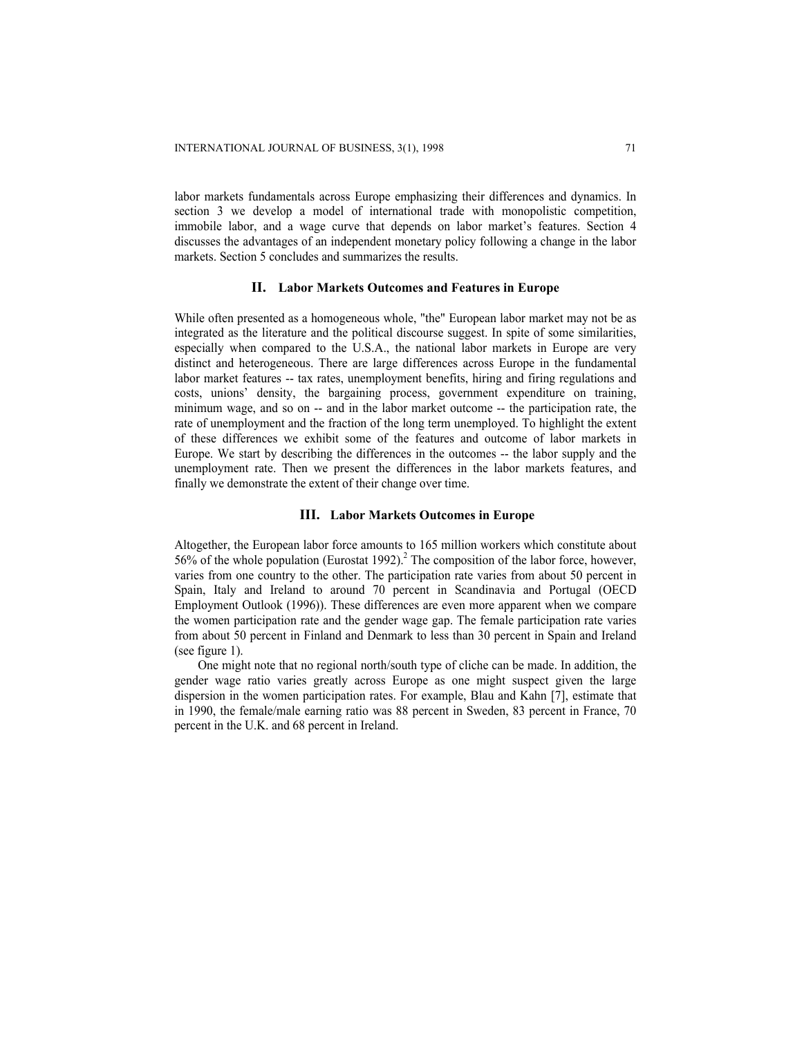labor markets fundamentals across Europe emphasizing their differences and dynamics. In section 3 we develop a model of international trade with monopolistic competition, immobile labor, and a wage curve that depends on labor market's features. Section 4 discusses the advantages of an independent monetary policy following a change in the labor markets. Section 5 concludes and summarizes the results.

## II. Labor Markets Outcomes and Features in Europe

While often presented as a homogeneous whole, "the" European labor market may not be as integrated as the literature and the political discourse suggest. In spite of some similarities, especially when compared to the U.S.A., the national labor markets in Europe are very distinct and heterogeneous. There are large differences across Europe in the fundamental labor market features -- tax rates, unemployment benefits, hiring and firing regulations and costs, unions' density, the bargaining process, government expenditure on training, minimum wage, and so on -- and in the labor market outcome -- the participation rate, the rate of unemployment and the fraction of the long term unemployed. To highlight the extent of these differences we exhibit some of the features and outcome of labor markets in Europe. We start by describing the differences in the outcomes -- the labor supply and the unemployment rate. Then we present the differences in the labor markets features, and finally we demonstrate the extent of their change over time.

## III. Labor Markets Outcomes in Europe

Altogether, the European labor force amounts to 165 million workers which constitute about 56% of the whole population (Eurostat 1992).[2] The composition of the labor force, however, varies from one country to the other. The participation rate varies from about 50 percent in Spain, Italy and Ireland to around 70 percent in Scandinavia and Portugal (OECD Employment Outlook (1996)). These differences are even more apparent when we compare the women participation rate and the gender wage gap. The female participation rate varies from about 50 percent in Finland and Denmark to less than 30 percent in Spain and Ireland (see figure 1).

One might note that no regional north/south type of cliche can be made. In addition, the gender wage ratio varies greatly across Europe as one might suspect given the large dispersion in the women participation rates. For example, Blau and Kahn [7], estimate that in 1990, the female/male earning ratio was 88 percent in Sweden, 83 percent in France, 70 percent in the U.K. and 68 percent in Ireland.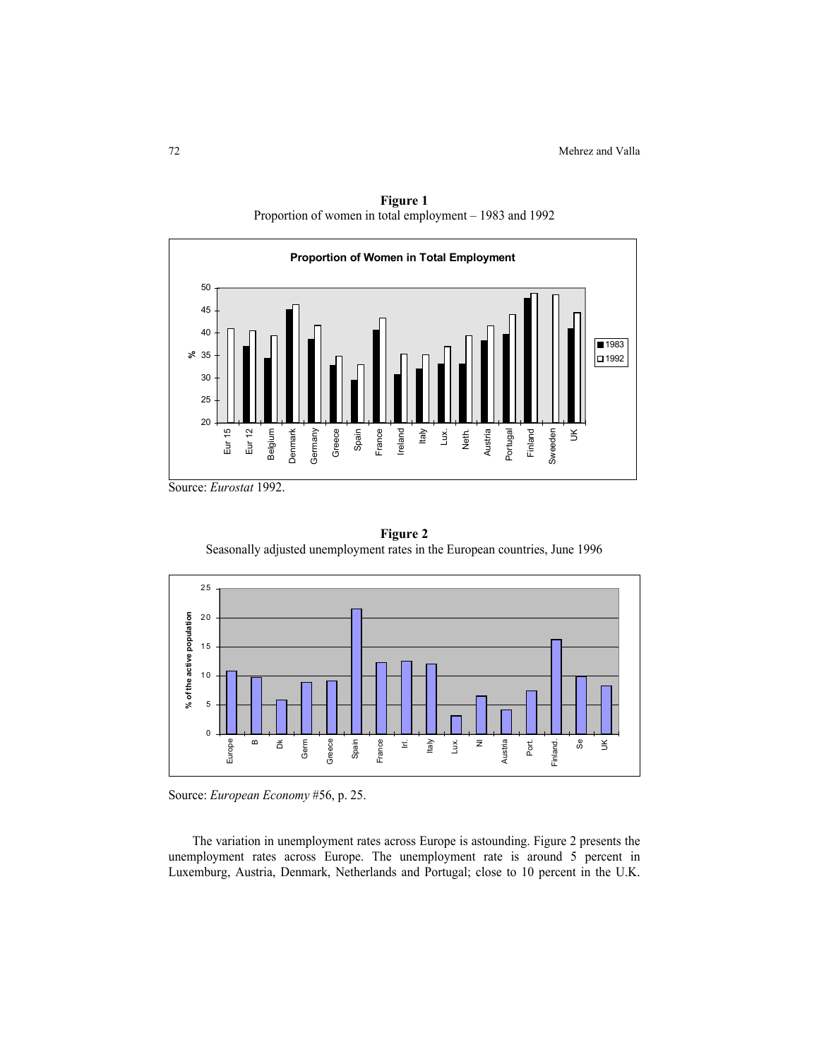**Figure 1**
Proportion of women in total employment – 1983 and 1992

Source: *Eurostat* 1992.

**Figure 2**
Seasonally adjusted unemployment rates in the European countries, June 1996

Source: *European Economy* #56, p. 25.

The variation in unemployment rates across Europe is astounding. Figure 2 presents the unemployment rates across Europe. The unemployment rate is around 5 percent in Luxemburg, Austria, Denmark, Netherlands and Portugal; close to 10 percent in the U.K.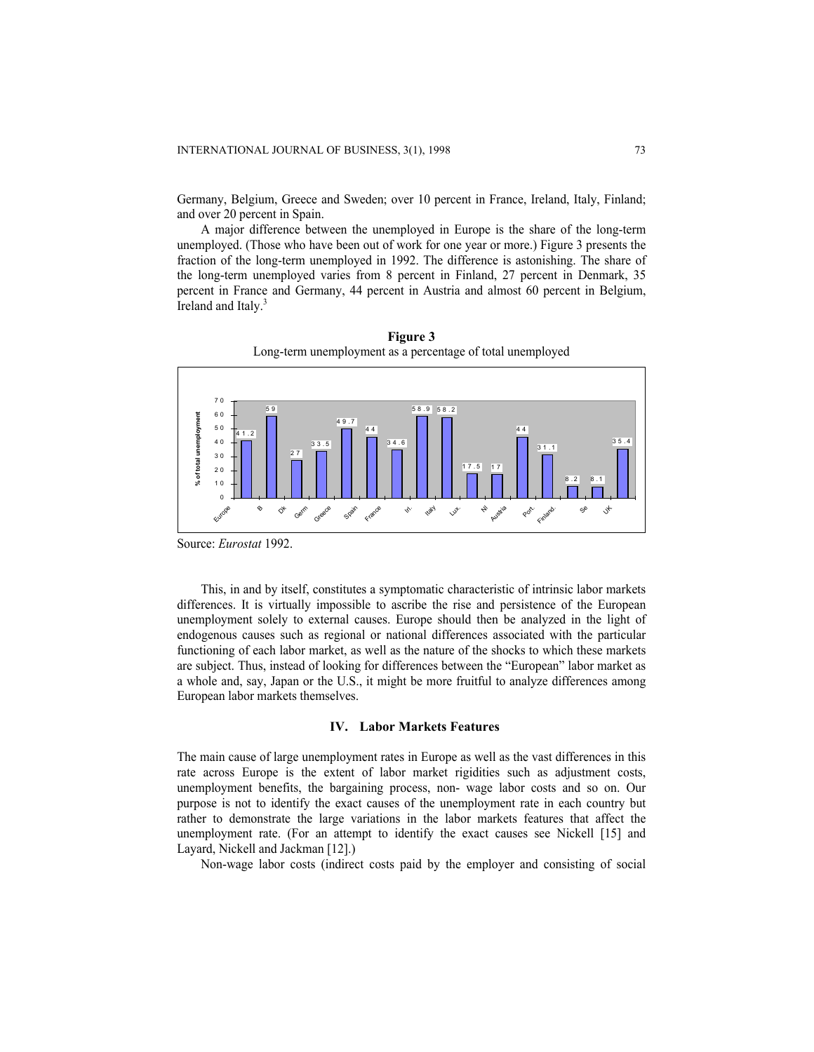Germany, Belgium, Greece and Sweden; over 10 percent in France, Ireland, Italy, Finland; and over 20 percent in Spain.

A major difference between the unemployed in Europe is the share of the long-term unemployed. (Those who have been out of work for one year or more.) Figure 3 presents the fraction of the long-term unemployed in 1992. The difference is astonishing. The share of the long-term unemployed varies from 8 percent in Finland, 27 percent in Denmark, 35 percent in France and Germany, 44 percent in Austria and almost 60 percent in Belgium, Ireland and Italy.[3]

**Figure 3**
Long-term unemployment as a percentage of total unemployed

| Country | % of total unemployment |
|---|---|
| Europe | 41.2 |
| B | 59 |
| Dk | 27 |
| Germ | 33.5 |
| Greece | 49.7 |
| Spain | 44 |
| France | 34.6 |
| Irl. | 58.9 |
| Italy | 58.2 |
| Lux. | 17.5 |
| Nl | 17 |
| Austria | 44 |
| Port. | 31.1 |
| Finland. | 8.2 |
| Se | 8.1 |
| UK | 35.4 |

Source: *Eurostat* 1992.

This, in and by itself, constitutes a symptomatic characteristic of intrinsic labor markets differences. It is virtually impossible to ascribe the rise and persistence of the European unemployment solely to external causes. Europe should then be analyzed in the light of endogenous causes such as regional or national differences associated with the particular functioning of each labor market, as well as the nature of the shocks to which these markets are subject. Thus, instead of looking for differences between the "European" labor market as a whole and, say, Japan or the U.S., it might be more fruitful to analyze differences among European labor markets themselves.

## IV. Labor Markets Features

The main cause of large unemployment rates in Europe as well as the vast differences in this rate across Europe is the extent of labor market rigidities such as adjustment costs, unemployment benefits, the bargaining process, non- wage labor costs and so on. Our purpose is not to identify the exact causes of the unemployment rate in each country but rather to demonstrate the large variations in the labor markets features that affect the unemployment rate. (For an attempt to identify the exact causes see Nickell [15] and Layard, Nickell and Jackman [12].)

Non-wage labor costs (indirect costs paid by the employer and consisting of social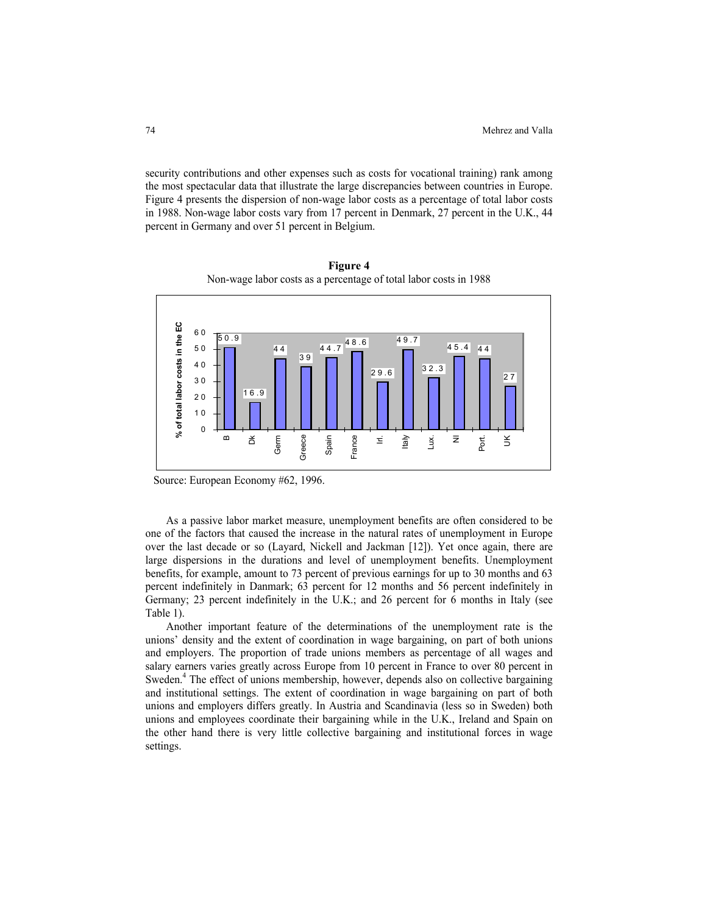security contributions and other expenses such as costs for vocational training) rank among the most spectacular data that illustrate the large discrepancies between countries in Europe. Figure 4 presents the dispersion of non-wage labor costs as a percentage of total labor costs in 1988. Non-wage labor costs vary from 17 percent in Denmark, 27 percent in the U.K., 44 percent in Germany and over 51 percent in Belgium.

**Figure 4**
Non-wage labor costs as a percentage of total labor costs in 1988

| Country | % of total labor costs in the EC |
|---|---|
| B | 50.9 |
| Dk | 16.9 |
| Germ | 44 |
| Greece | 39 |
| Spain | 44.7 |
| France | 48.6 |
| Irl. | 29.6 |
| Italy | 49.7 |
| Lux. | 32.3 |
| Nl | 45.4 |
| Port. | 44 |
| UK | 27 |

Source: European Economy #62, 1996.

As a passive labor market measure, unemployment benefits are often considered to be one of the factors that caused the increase in the natural rates of unemployment in Europe over the last decade or so (Layard, Nickell and Jackman [12]). Yet once again, there are large dispersions in the durations and level of unemployment benefits. Unemployment benefits, for example, amount to 73 percent of previous earnings for up to 30 months and 63 percent indefinitely in Danmark; 63 percent for 12 months and 56 percent indefinitely in Germany; 23 percent indefinitely in the U.K.; and 26 percent for 6 months in Italy (see Table 1).

Another important feature of the determinations of the unemployment rate is the unions' density and the extent of coordination in wage bargaining, on part of both unions and employers. The proportion of trade unions members as percentage of all wages and salary earners varies greatly across Europe from 10 percent in France to over 80 percent in Sweden.[4] The effect of unions membership, however, depends also on collective bargaining and institutional settings. The extent of coordination in wage bargaining on part of both unions and employers differs greatly. In Austria and Scandinavia (less so in Sweden) both unions and employees coordinate their bargaining while in the U.K., Ireland and Spain on the other hand there is very little collective bargaining and institutional forces in wage settings.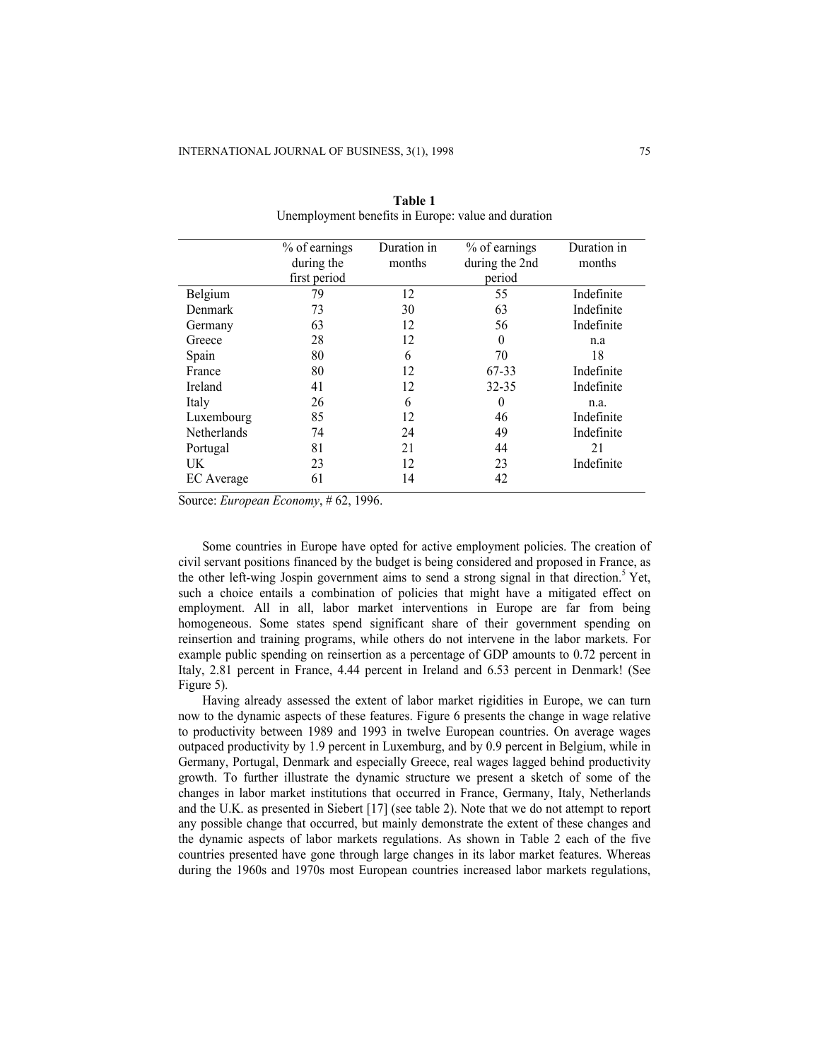**Table 1**
Unemployment benefits in Europe: value and duration

| | % of earnings during the first period | Duration in months | % of earnings during the 2nd period | Duration in months |
|---|---|---|---|---|
| Belgium | 79 | 12 | 55 | Indefinite |
| Denmark | 73 | 30 | 63 | Indefinite |
| Germany | 63 | 12 | 56 | Indefinite |
| Greece | 28 | 12 | 0 | n.a |
| Spain | 80 | 6 | 70 | 18 |
| France | 80 | 12 | 67-33 | Indefinite |
| Ireland | 41 | 12 | 32-35 | Indefinite |
| Italy | 26 | 6 | 0 | n.a. |
| Luxembourg | 85 | 12 | 46 | Indefinite |
| Netherlands | 74 | 24 | 49 | Indefinite |
| Portugal | 81 | 21 | 44 | 21 |
| UK | 23 | 12 | 23 | Indefinite |
| EC Average | 61 | 14 | 42 | |

Source: *European Economy*, # 62, 1996.

Some countries in Europe have opted for active employment policies. The creation of civil servant positions financed by the budget is being considered and proposed in France, as the other left-wing Jospin government aims to send a strong signal in that direction.[5] Yet, such a choice entails a combination of policies that might have a mitigated effect on employment. All in all, labor market interventions in Europe are far from being homogeneous. Some states spend significant share of their government spending on reinsertion and training programs, while others do not intervene in the labor markets. For example public spending on reinsertion as a percentage of GDP amounts to 0.72 percent in Italy, 2.81 percent in France, 4.44 percent in Ireland and 6.53 percent in Denmark! (See Figure 5).

Having already assessed the extent of labor market rigidities in Europe, we can turn now to the dynamic aspects of these features. Figure 6 presents the change in wage relative to productivity between 1989 and 1993 in twelve European countries. On average wages outpaced productivity by 1.9 percent in Luxemburg, and by 0.9 percent in Belgium, while in Germany, Portugal, Denmark and especially Greece, real wages lagged behind productivity growth. To further illustrate the dynamic structure we present a sketch of some of the changes in labor market institutions that occurred in France, Germany, Italy, Netherlands and the U.K. as presented in Siebert [17] (see table 2). Note that we do not attempt to report any possible change that occurred, but mainly demonstrate the extent of these changes and the dynamic aspects of labor markets regulations. As shown in Table 2 each of the five countries presented have gone through large changes in its labor market features. Whereas during the 1960s and 1970s most European countries increased labor markets regulations,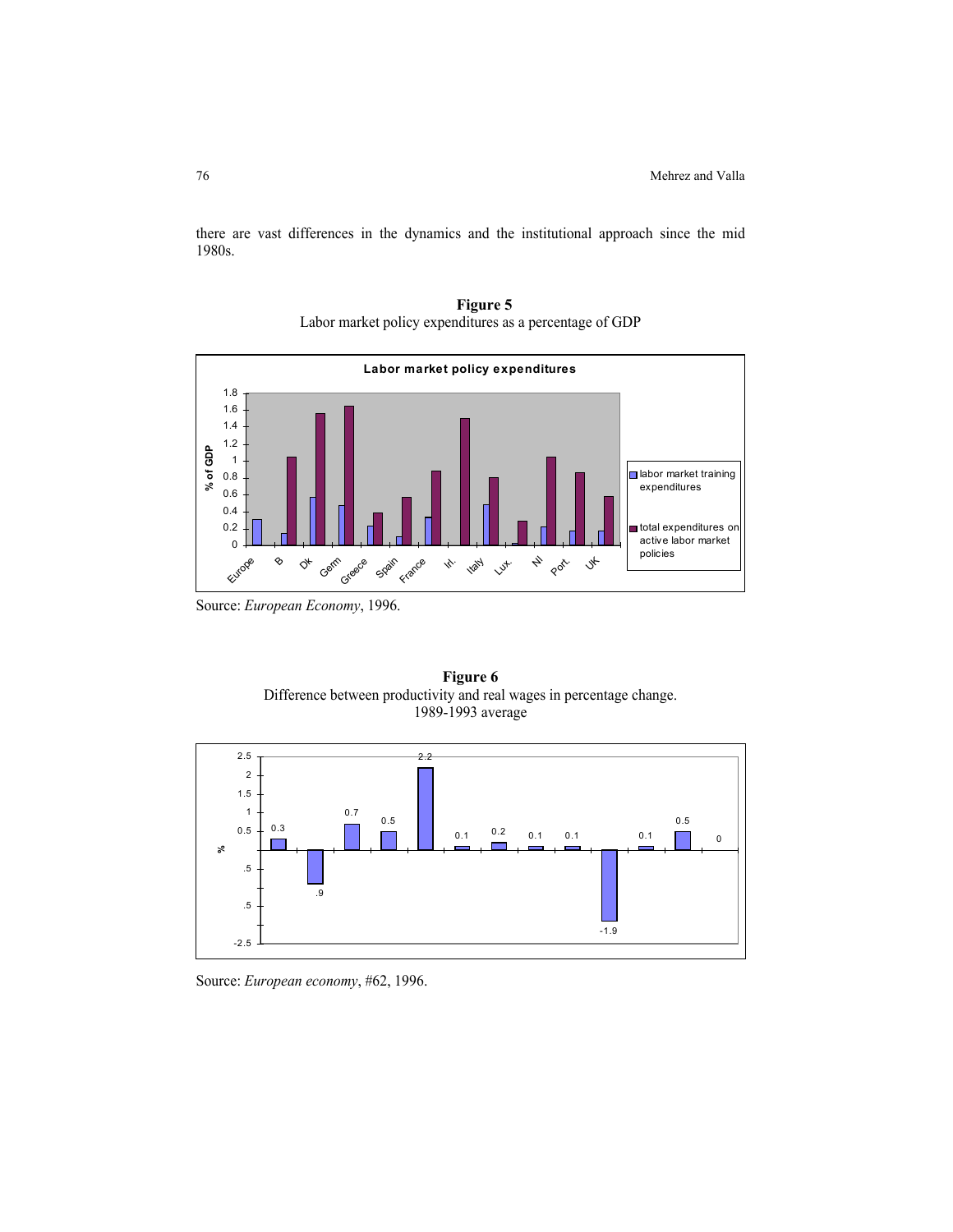there are vast differences in the dynamics and the institutional approach since the mid 1980s.

**Figure 5**
Labor market policy expenditures as a percentage of GDP

Source: *European Economy*, 1996.

**Figure 6**
Difference between productivity and real wages in percentage change. 1989-1993 average

Source: *European economy*, #62, 1996.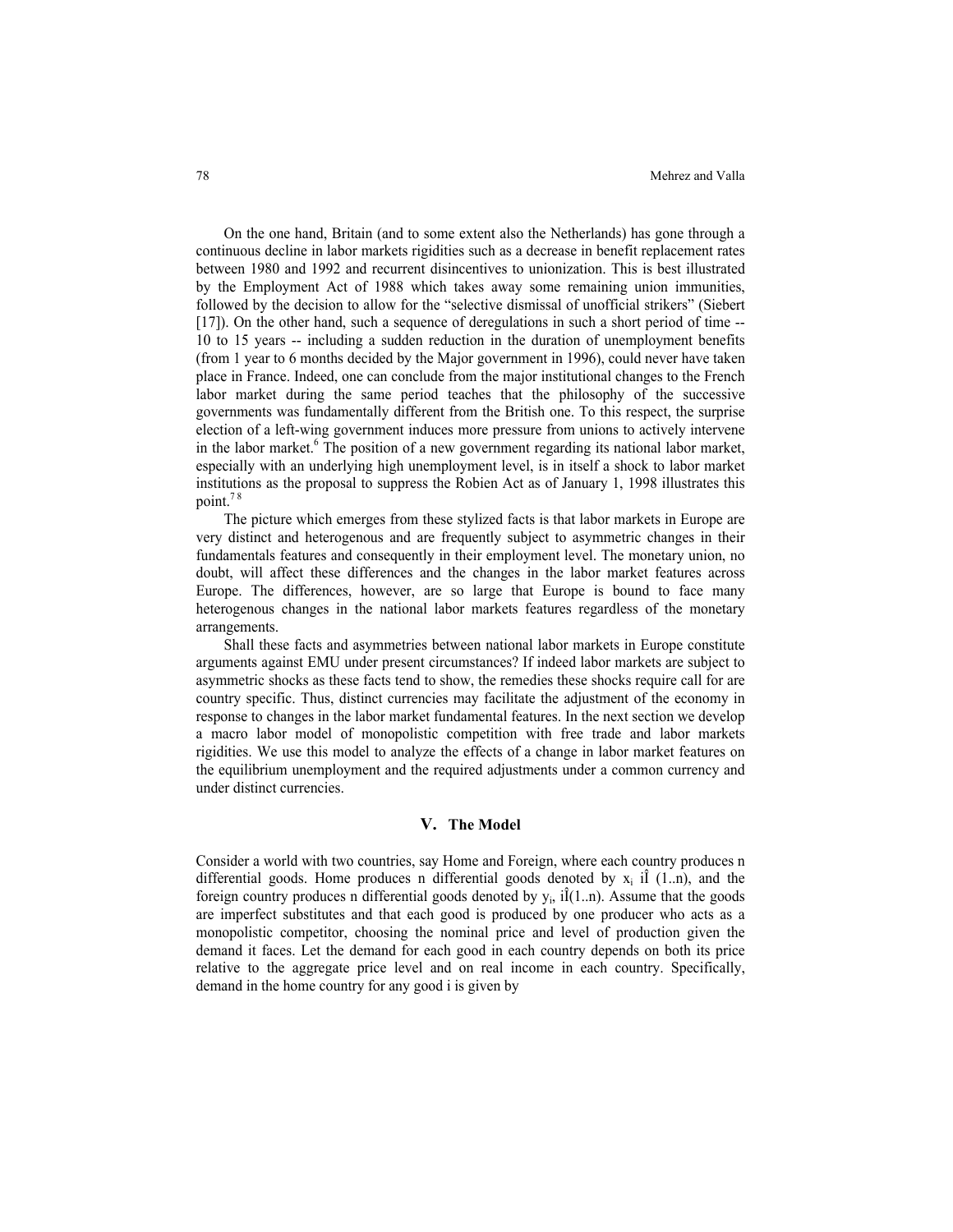On the one hand, Britain (and to some extent also the Netherlands) has gone through a continuous decline in labor markets rigidities such as a decrease in benefit replacement rates between 1980 and 1992 and recurrent disincentives to unionization. This is best illustrated by the Employment Act of 1988 which takes away some remaining union immunities, followed by the decision to allow for the "selective dismissal of unofficial strikers" (Siebert [17]). On the other hand, such a sequence of deregulations in such a short period of time -- 10 to 15 years -- including a sudden reduction in the duration of unemployment benefits (from 1 year to 6 months decided by the Major government in 1996), could never have taken place in France. Indeed, one can conclude from the major institutional changes to the French labor market during the same period teaches that the philosophy of the successive governments was fundamentally different from the British one. To this respect, the surprise election of a left-wing government induces more pressure from unions to actively intervene in the labor market.[6] The position of a new government regarding its national labor market, especially with an underlying high unemployment level, is in itself a shock to labor market institutions as the proposal to suppress the Robien Act as of January 1, 1998 illustrates this point.[7 8]

The picture which emerges from these stylized facts is that labor markets in Europe are very distinct and heterogenous and are frequently subject to asymmetric changes in their fundamentals features and consequently in their employment level. The monetary union, no doubt, will affect these differences and the changes in the labor market features across Europe. The differences, however, are so large that Europe is bound to face many heterogenous changes in the national labor markets features regardless of the monetary arrangements.

Shall these facts and asymmetries between national labor markets in Europe constitute arguments against EMU under present circumstances? If indeed labor markets are subject to asymmetric shocks as these facts tend to show, the remedies these shocks require call for are country specific. Thus, distinct currencies may facilitate the adjustment of the economy in response to changes in the labor market fundamental features. In the next section we develop a macro labor model of monopolistic competition with free trade and labor markets rigidities. We use this model to analyze the effects of a change in labor market features on the equilibrium unemployment and the required adjustments under a common currency and under distinct currencies.

## V. The Model

Consider a world with two countries, say Home and Foreign, where each country produces n differential goods. Home produces n differential goods denoted by $x_i$ $i \in (1..n)$, and the foreign country produces n differential goods denoted by $y_i$, $i \in (1..n)$. Assume that the goods are imperfect substitutes and that each good is produced by one producer who acts as a monopolistic competitor, choosing the nominal price and level of production given the demand it faces. Let the demand for each good in each country depends on both its price relative to the aggregate price level and on real income in each country. Specifically, demand in the home country for any good i is given by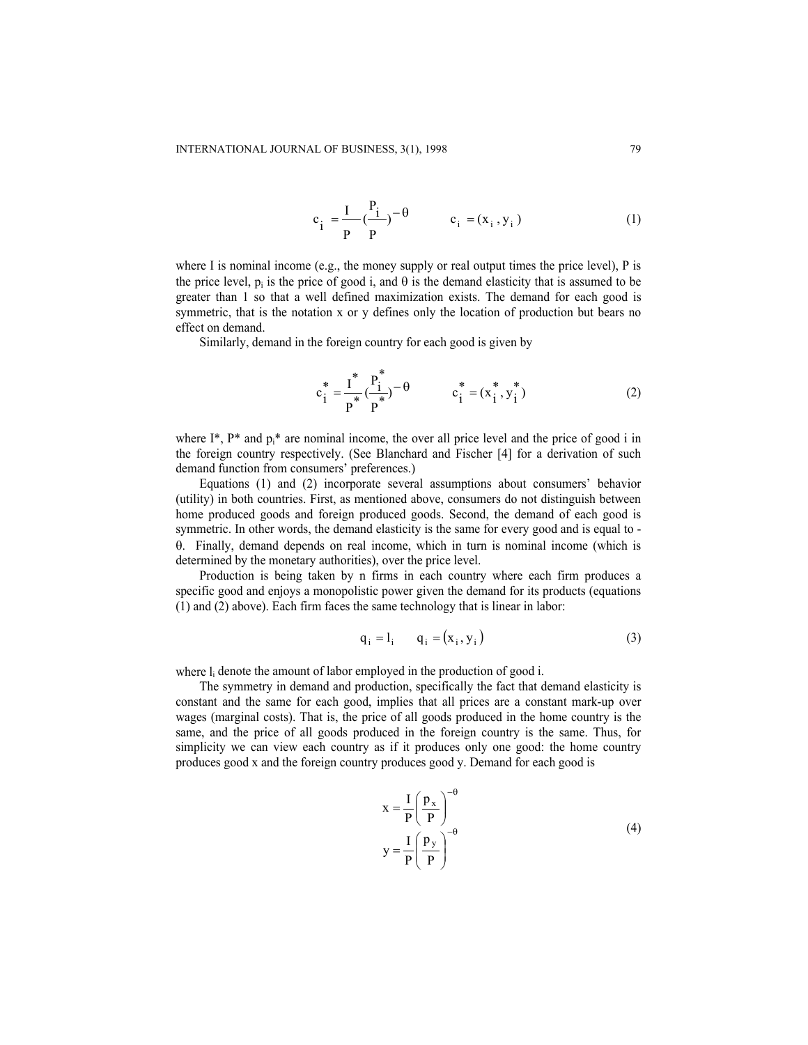$$c_i = \frac{I}{P}\left(\frac{P_i}{P}\right)^{-\theta} \qquad c_i = (x_i, y_i) \tag{1}$$

where I is nominal income (e.g., the money supply or real output times the price level), P is the price level, $p_i$ is the price of good i, and θ is the demand elasticity that is assumed to be greater than 1 so that a well defined maximization exists. The demand for each good is symmetric, that is the notation x or y defines only the location of production but bears no effect on demand.

Similarly, demand in the foreign country for each good is given by

$$c_i^* = \frac{I^*}{P^*}\left(\frac{P_i^*}{P^*}\right)^{-\theta} \qquad c_i^* = (x_i^*, y_i^*) \tag{2}$$

where I*, P* and $p_i$* are nominal income, the over all price level and the price of good i in the foreign country respectively. (See Blanchard and Fischer [4] for a derivation of such demand function from consumers' preferences.)

Equations (1) and (2) incorporate several assumptions about consumers' behavior (utility) in both countries. First, as mentioned above, consumers do not distinguish between home produced goods and foreign produced goods. Second, the demand of each good is symmetric. In other words, the demand elasticity is the same for every good and is equal to -θ. Finally, demand depends on real income, which in turn is nominal income (which is determined by the monetary authorities), over the price level.

Production is being taken by n firms in each country where each firm produces a specific good and enjoys a monopolistic power given the demand for its products (equations (1) and (2) above). Each firm faces the same technology that is linear in labor:

$$q_i = l_i \qquad q_i = (x_i, y_i) \tag{3}$$

where $l_i$ denote the amount of labor employed in the production of good i.

The symmetry in demand and production, specifically the fact that demand elasticity is constant and the same for each good, implies that all prices are a constant mark-up over wages (marginal costs). That is, the price of all goods produced in the home country is the same, and the price of all goods produced in the foreign country is the same. Thus, for simplicity we can view each country as if it produces only one good: the home country produces good x and the foreign country produces good y. Demand for each good is

$$\begin{aligned} x &= \frac{I}{P}\left(\frac{p_x}{P}\right)^{-\theta} \\ y &= \frac{I}{P}\left(\frac{p_y}{P}\right)^{-\theta} \end{aligned} \tag{4}$$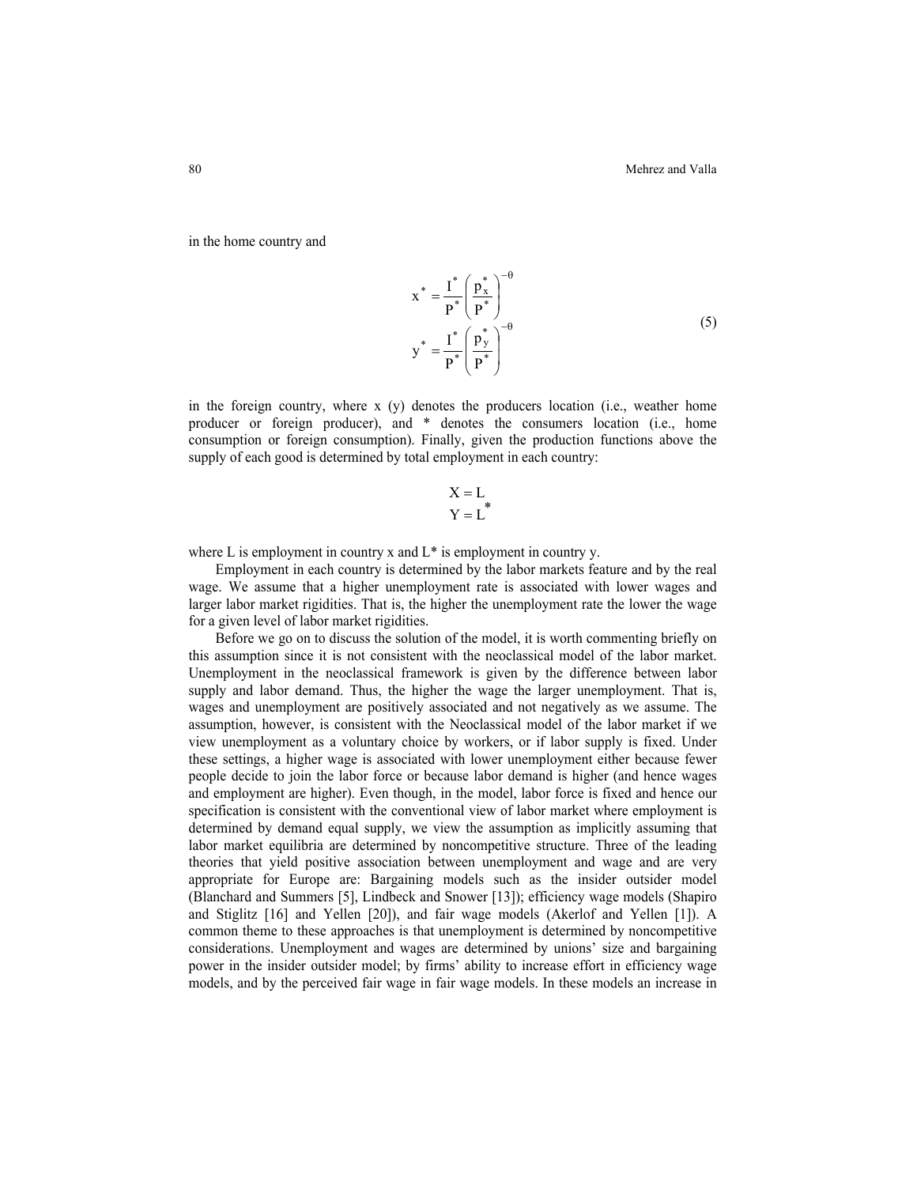in the home country and

$$
\begin{aligned}
x^* &= \frac{I^*}{P^*}\left(\frac{p_x^*}{P^*}\right)^{-\theta} \\
y^* &= \frac{I^*}{P^*}\left(\frac{p_y^*}{P^*}\right)^{-\theta}
\end{aligned}
\tag{5}
$$

in the foreign country, where x (y) denotes the producers location (i.e., weather home producer or foreign producer), and * denotes the consumers location (i.e., home consumption or foreign consumption). Finally, given the production functions above the supply of each good is determined by total employment in each country:

$$
\begin{aligned}
X &= L \\
Y &= L^*
\end{aligned}
$$

where L is employment in country x and L* is employment in country y.

Employment in each country is determined by the labor markets feature and by the real wage. We assume that a higher unemployment rate is associated with lower wages and larger labor market rigidities. That is, the higher the unemployment rate the lower the wage for a given level of labor market rigidities.

Before we go on to discuss the solution of the model, it is worth commenting briefly on this assumption since it is not consistent with the neoclassical model of the labor market. Unemployment in the neoclassical framework is given by the difference between labor supply and labor demand. Thus, the higher the wage the larger unemployment. That is, wages and unemployment are positively associated and not negatively as we assume. The assumption, however, is consistent with the Neoclassical model of the labor market if we view unemployment as a voluntary choice by workers, or if labor supply is fixed. Under these settings, a higher wage is associated with lower unemployment either because fewer people decide to join the labor force or because labor demand is higher (and hence wages and employment are higher). Even though, in the model, labor force is fixed and hence our specification is consistent with the conventional view of labor market where employment is determined by demand equal supply, we view the assumption as implicitly assuming that labor market equilibria are determined by noncompetitive structure. Three of the leading theories that yield positive association between unemployment and wage and are very appropriate for Europe are: Bargaining models such as the insider outsider model (Blanchard and Summers [5], Lindbeck and Snower [13]); efficiency wage models (Shapiro and Stiglitz [16] and Yellen [20]), and fair wage models (Akerlof and Yellen [1]). A common theme to these approaches is that unemployment is determined by noncompetitive considerations. Unemployment and wages are determined by unions' size and bargaining power in the insider outsider model; by firms' ability to increase effort in efficiency wage models, and by the perceived fair wage in fair wage models. In these models an increase in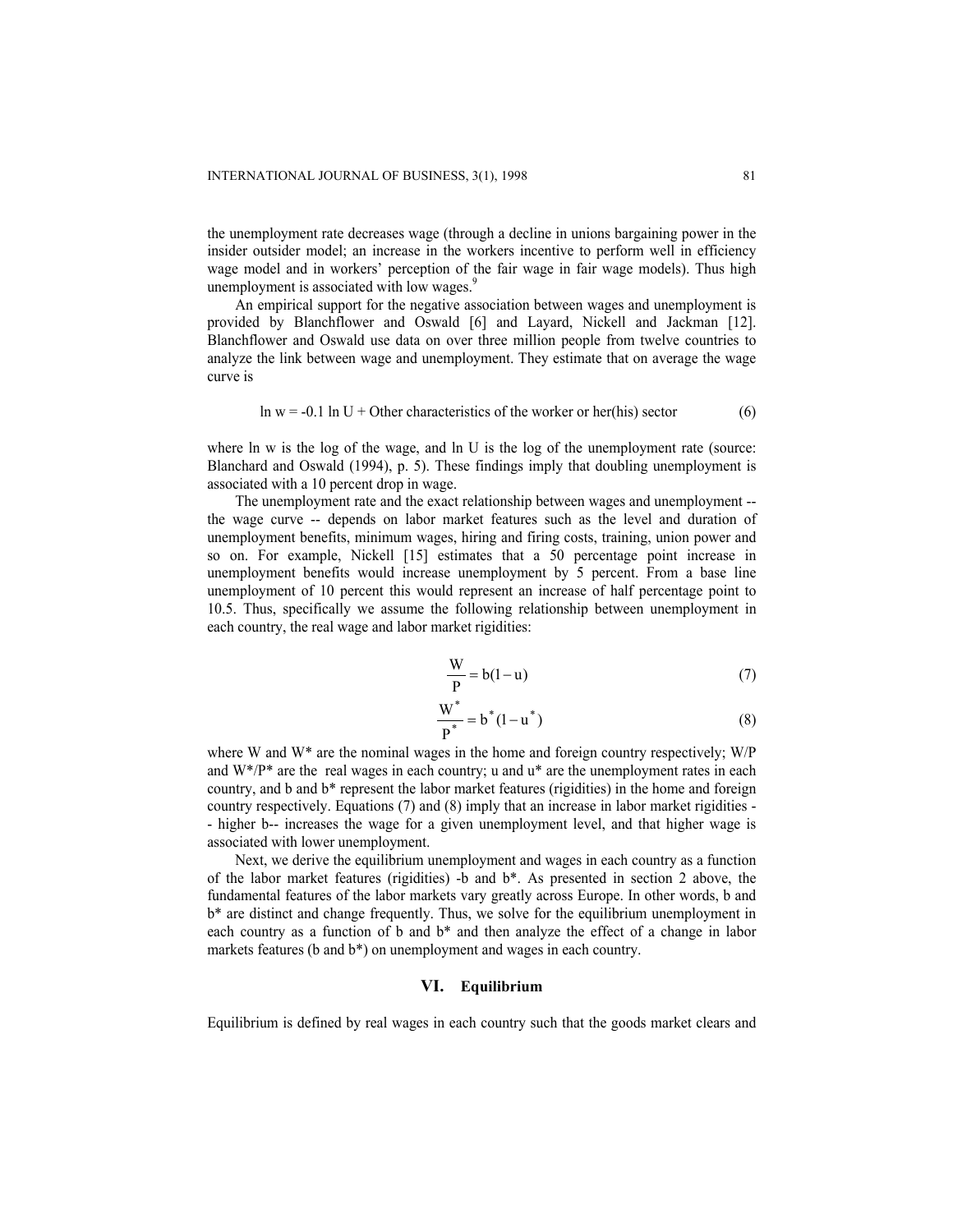the unemployment rate decreases wage (through a decline in unions bargaining power in the insider outsider model; an increase in the workers incentive to perform well in efficiency wage model and in workers' perception of the fair wage in fair wage models). Thus high unemployment is associated with low wages.[9]

An empirical support for the negative association between wages and unemployment is provided by Blanchflower and Oswald [6] and Layard, Nickell and Jackman [12]. Blanchflower and Oswald use data on over three million people from twelve countries to analyze the link between wage and unemployment. They estimate that on average the wage curve is

$$\ln w = -0.1 \ln U + \text{Other characteristics of the worker or her(his) sector} \tag{6}$$

where ln w is the log of the wage, and ln U is the log of the unemployment rate (source: Blanchard and Oswald (1994), p. 5). These findings imply that doubling unemployment is associated with a 10 percent drop in wage.

The unemployment rate and the exact relationship between wages and unemployment -- the wage curve -- depends on labor market features such as the level and duration of unemployment benefits, minimum wages, hiring and firing costs, training, union power and so on. For example, Nickell [15] estimates that a 50 percentage point increase in unemployment benefits would increase unemployment by 5 percent. From a base line unemployment of 10 percent this would represent an increase of half percentage point to 10.5. Thus, specifically we assume the following relationship between unemployment in each country, the real wage and labor market rigidities:

$$\frac{W}{P} = b(1-u) \tag{7}$$

$$\frac{W^*}{P^*} = b^*(1-u^*) \tag{8}$$

where W and W* are the nominal wages in the home and foreign country respectively; W/P and W*/P* are the real wages in each country; u and u* are the unemployment rates in each country, and b and b* represent the labor market features (rigidities) in the home and foreign country respectively. Equations (7) and (8) imply that an increase in labor market rigidities -- higher b-- increases the wage for a given unemployment level, and that higher wage is associated with lower unemployment.

Next, we derive the equilibrium unemployment and wages in each country as a function of the labor market features (rigidities) -b and b*. As presented in section 2 above, the fundamental features of the labor markets vary greatly across Europe. In other words, b and b* are distinct and change frequently. Thus, we solve for the equilibrium unemployment in each country as a function of b and b* and then analyze the effect of a change in labor markets features (b and b*) on unemployment and wages in each country.

## VI. Equilibrium

Equilibrium is defined by real wages in each country such that the goods market clears and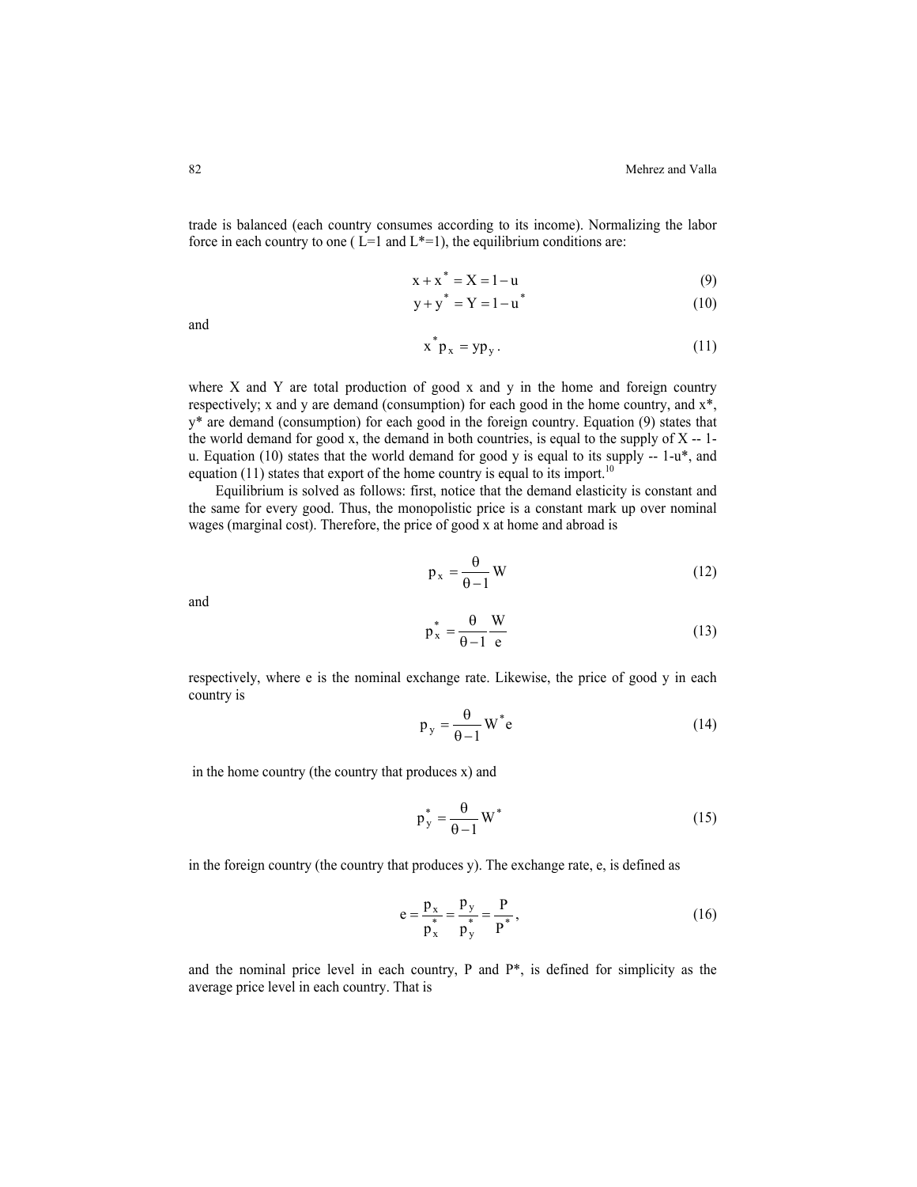trade is balanced (each country consumes according to its income). Normalizing the labor force in each country to one ( L=1 and L*=1), the equilibrium conditions are:

$$x + x^* = X = 1 - u \tag{9}$$

$$y + y^* = Y = 1 - u^* \tag{10}$$

and

$$x^* p_x = y p_y . \tag{11}$$

where X and Y are total production of good x and y in the home and foreign country respectively; x and y are demand (consumption) for each good in the home country, and x*, y* are demand (consumption) for each good in the foreign country. Equation (9) states that the world demand for good x, the demand in both countries, is equal to the supply of X -- 1-u. Equation (10) states that the world demand for good y is equal to its supply -- 1-u*, and equation (11) states that export of the home country is equal to its import.[10]

Equilibrium is solved as follows: first, notice that the demand elasticity is constant and the same for every good. Thus, the monopolistic price is a constant mark up over nominal wages (marginal cost). Therefore, the price of good x at home and abroad is

$$p_x = \frac{\theta}{\theta - 1} W \tag{12}$$

and

$$p_x^* = \frac{\theta}{\theta - 1} \frac{W}{e} \tag{13}$$

respectively, where e is the nominal exchange rate. Likewise, the price of good y in each country is

$$p_y = \frac{\theta}{\theta - 1} W^* e \tag{14}$$

in the home country (the country that produces x) and

$$p_y^* = \frac{\theta}{\theta - 1} W^* \tag{15}$$

in the foreign country (the country that produces y). The exchange rate, e, is defined as

$$e = \frac{p_x}{p_x^*} = \frac{p_y}{p_y^*} = \frac{P}{P^*} , \tag{16}$$

and the nominal price level in each country, P and P*, is defined for simplicity as the average price level in each country. That is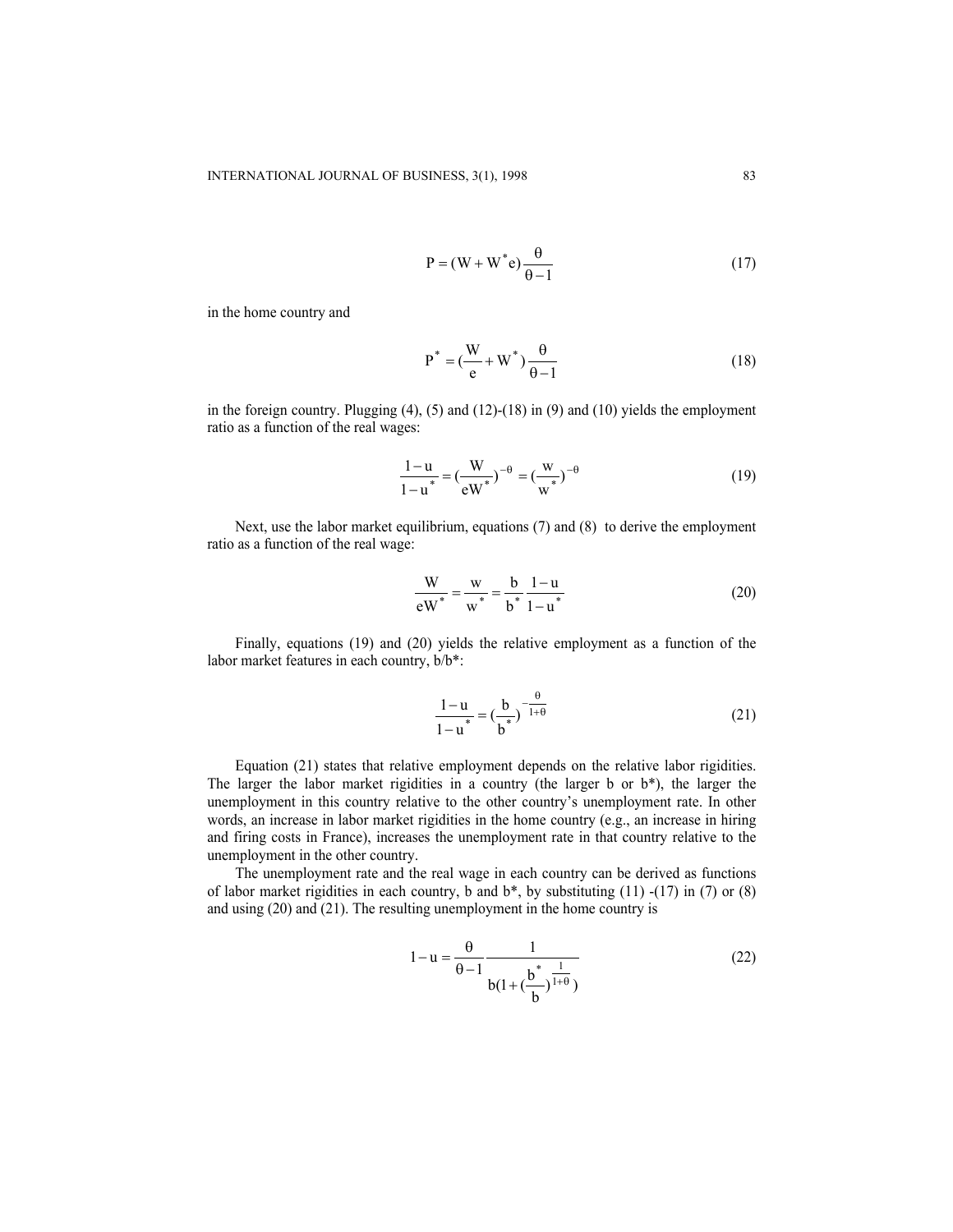$$P = (W + W^{*}e)\frac{\theta}{\theta - 1} \tag{17}$$

in the home country and

$$P^{*} = (\frac{W}{e} + W^{*})\frac{\theta}{\theta - 1} \tag{18}$$

in the foreign country. Plugging (4), (5) and (12)-(18) in (9) and (10) yields the employment ratio as a function of the real wages:

$$\frac{1-u}{1-u^{*}} = (\frac{W}{eW^{*}})^{-\theta} = (\frac{w}{w^{*}})^{-\theta} \tag{19}$$

Next, use the labor market equilibrium, equations (7) and (8) to derive the employment ratio as a function of the real wage:

$$\frac{W}{eW^{*}} = \frac{w}{w^{*}} = \frac{b}{b^{*}}\frac{1-u}{1-u^{*}} \tag{20}$$

Finally, equations (19) and (20) yields the relative employment as a function of the labor market features in each country, b/b*:

$$\frac{1-u}{1-u^{*}} = (\frac{b}{b^{*}})^{-\frac{\theta}{1+\theta}} \tag{21}$$

Equation (21) states that relative employment depends on the relative labor rigidities. The larger the labor market rigidities in a country (the larger b or b*), the larger the unemployment in this country relative to the other country's unemployment rate. In other words, an increase in labor market rigidities in the home country (e.g., an increase in hiring and firing costs in France), increases the unemployment rate in that country relative to the unemployment in the other country.

The unemployment rate and the real wage in each country can be derived as functions of labor market rigidities in each country, b and b*, by substituting (11) -(17) in (7) or (8) and using (20) and (21). The resulting unemployment in the home country is

$$1 - u = \frac{\theta}{\theta - 1}\frac{1}{b(1 + (\frac{b^{*}}{b})^{\frac{1}{1+\theta}})} \tag{22}$$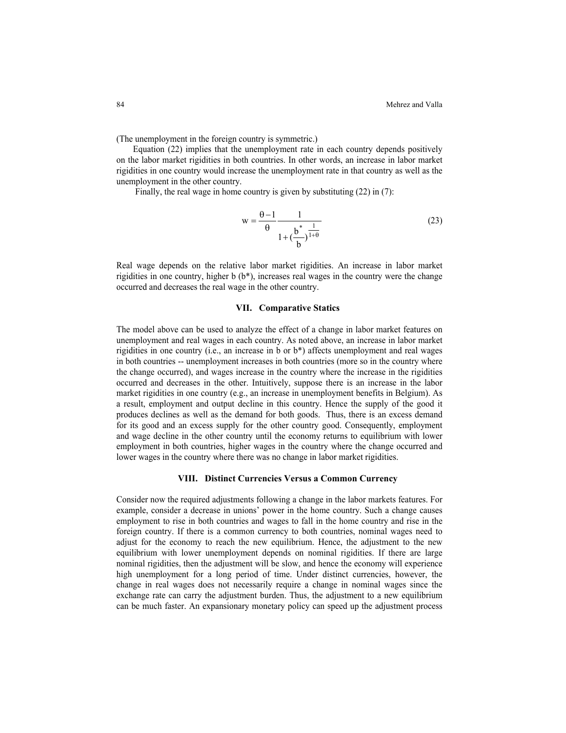(The unemployment in the foreign country is symmetric.)

Equation (22) implies that the unemployment rate in each country depends positively on the labor market rigidities in both countries. In other words, an increase in labor market rigidities in one country would increase the unemployment rate in that country as well as the unemployment in the other country.

Finally, the real wage in home country is given by substituting (22) in (7):

$$w = \frac{\theta - 1}{\theta} \frac{1}{1 + \left(\frac{b^*}{b}\right)^{\frac{1}{1+\theta}}} \tag{23}$$

Real wage depends on the relative labor market rigidities. An increase in labor market rigidities in one country, higher b (b*), increases real wages in the country were the change occurred and decreases the real wage in the other country.

## VII. Comparative Statics

The model above can be used to analyze the effect of a change in labor market features on unemployment and real wages in each country. As noted above, an increase in labor market rigidities in one country (i.e., an increase in b or b*) affects unemployment and real wages in both countries -- unemployment increases in both countries (more so in the country where the change occurred), and wages increase in the country where the increase in the rigidities occurred and decreases in the other. Intuitively, suppose there is an increase in the labor market rigidities in one country (e.g., an increase in unemployment benefits in Belgium). As a result, employment and output decline in this country. Hence the supply of the good it produces declines as well as the demand for both goods. Thus, there is an excess demand for its good and an excess supply for the other country good. Consequently, employment and wage decline in the other country until the economy returns to equilibrium with lower employment in both countries, higher wages in the country where the change occurred and lower wages in the country where there was no change in labor market rigidities.

## VIII. Distinct Currencies Versus a Common Currency

Consider now the required adjustments following a change in the labor markets features. For example, consider a decrease in unions' power in the home country. Such a change causes employment to rise in both countries and wages to fall in the home country and rise in the foreign country. If there is a common currency to both countries, nominal wages need to adjust for the economy to reach the new equilibrium. Hence, the adjustment to the new equilibrium with lower unemployment depends on nominal rigidities. If there are large nominal rigidities, then the adjustment will be slow, and hence the economy will experience high unemployment for a long period of time. Under distinct currencies, however, the change in real wages does not necessarily require a change in nominal wages since the exchange rate can carry the adjustment burden. Thus, the adjustment to a new equilibrium can be much faster. An expansionary monetary policy can speed up the adjustment process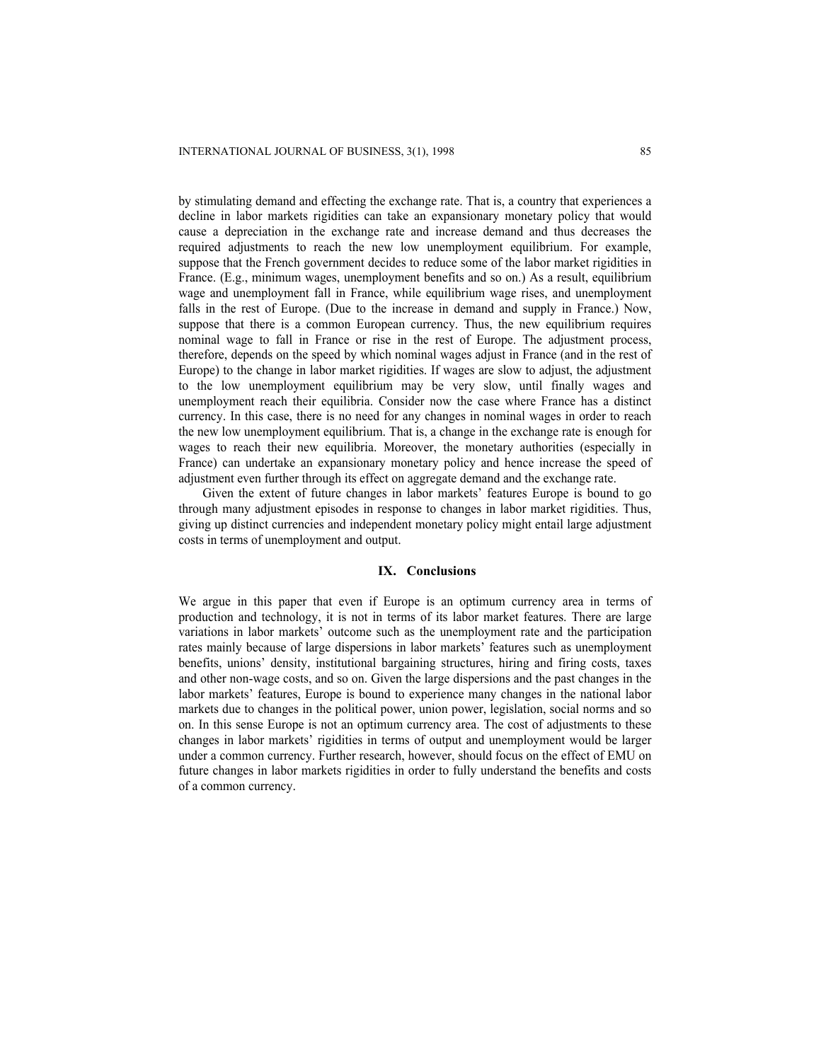by stimulating demand and effecting the exchange rate. That is, a country that experiences a decline in labor markets rigidities can take an expansionary monetary policy that would cause a depreciation in the exchange rate and increase demand and thus decreases the required adjustments to reach the new low unemployment equilibrium. For example, suppose that the French government decides to reduce some of the labor market rigidities in France. (E.g., minimum wages, unemployment benefits and so on.) As a result, equilibrium wage and unemployment fall in France, while equilibrium wage rises, and unemployment falls in the rest of Europe. (Due to the increase in demand and supply in France.) Now, suppose that there is a common European currency. Thus, the new equilibrium requires nominal wage to fall in France or rise in the rest of Europe. The adjustment process, therefore, depends on the speed by which nominal wages adjust in France (and in the rest of Europe) to the change in labor market rigidities. If wages are slow to adjust, the adjustment to the low unemployment equilibrium may be very slow, until finally wages and unemployment reach their equilibria. Consider now the case where France has a distinct currency. In this case, there is no need for any changes in nominal wages in order to reach the new low unemployment equilibrium. That is, a change in the exchange rate is enough for wages to reach their new equilibria. Moreover, the monetary authorities (especially in France) can undertake an expansionary monetary policy and hence increase the speed of adjustment even further through its effect on aggregate demand and the exchange rate.

Given the extent of future changes in labor markets' features Europe is bound to go through many adjustment episodes in response to changes in labor market rigidities. Thus, giving up distinct currencies and independent monetary policy might entail large adjustment costs in terms of unemployment and output.

## IX. Conclusions

We argue in this paper that even if Europe is an optimum currency area in terms of production and technology, it is not in terms of its labor market features. There are large variations in labor markets' outcome such as the unemployment rate and the participation rates mainly because of large dispersions in labor markets' features such as unemployment benefits, unions' density, institutional bargaining structures, hiring and firing costs, taxes and other non-wage costs, and so on. Given the large dispersions and the past changes in the labor markets' features, Europe is bound to experience many changes in the national labor markets due to changes in the political power, union power, legislation, social norms and so on. In this sense Europe is not an optimum currency area. The cost of adjustments to these changes in labor markets' rigidities in terms of output and unemployment would be larger under a common currency. Further research, however, should focus on the effect of EMU on future changes in labor markets rigidities in order to fully understand the benefits and costs of a common currency.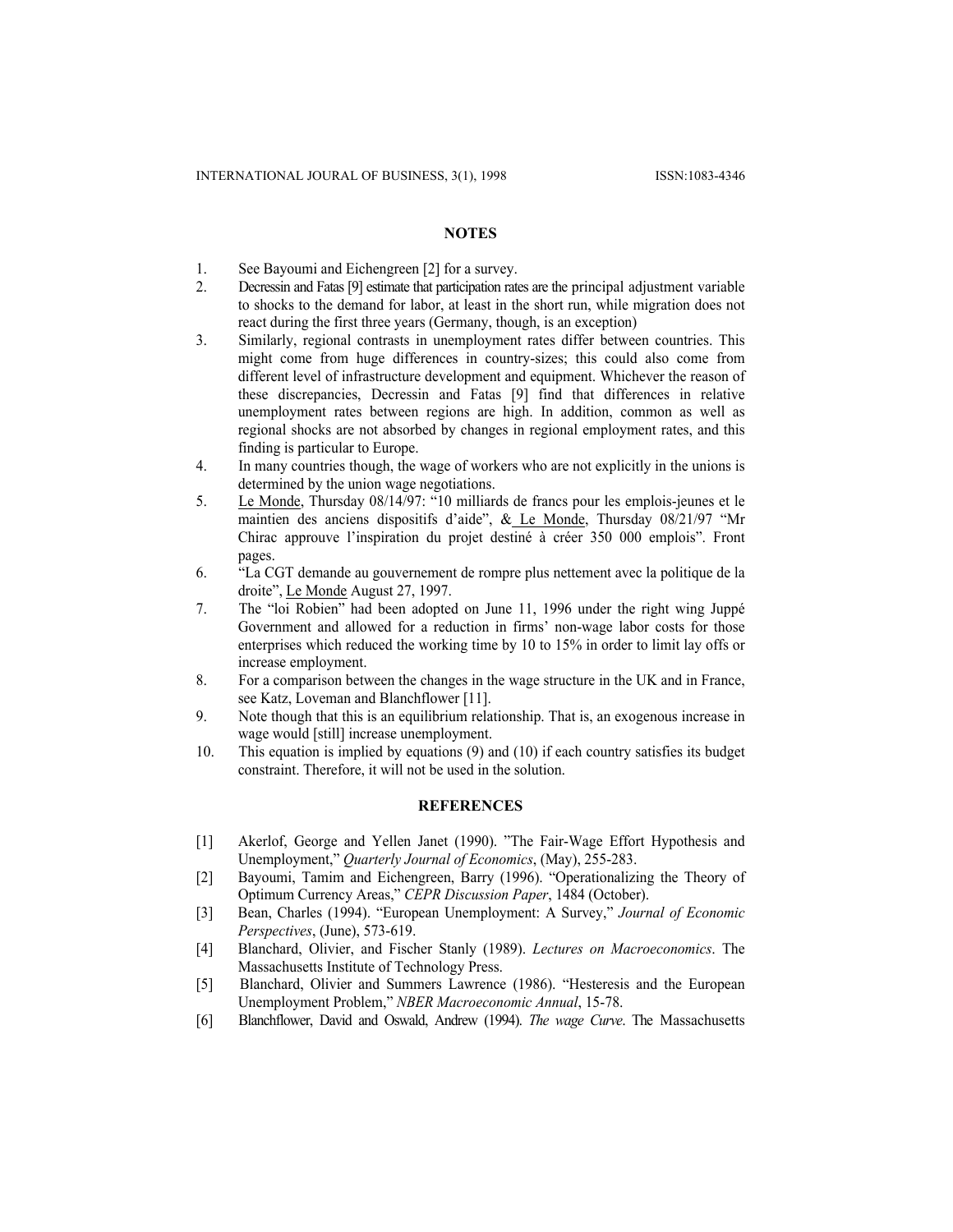## NOTES

1. See Bayoumi and Eichengreen [2] for a survey.
2. Decressin and Fatas [9] estimate that participation rates are the principal adjustment variable to shocks to the demand for labor, at least in the short run, while migration does not react during the first three years (Germany, though, is an exception)
3. Similarly, regional contrasts in unemployment rates differ between countries. This might come from huge differences in country-sizes; this could also come from different level of infrastructure development and equipment. Whichever the reason of these discrepancies, Decressin and Fatas [9] find that differences in relative unemployment rates between regions are high. In addition, common as well as regional shocks are not absorbed by changes in regional employment rates, and this finding is particular to Europe.
4. In many countries though, the wage of workers who are not explicitly in the unions is determined by the union wage negotiations.
5. Le Monde, Thursday 08/14/97: "10 milliards de francs pour les emplois-jeunes et le maintien des anciens dispositifs d'aide", & Le Monde, Thursday 08/21/97 "Mr Chirac approuve l'inspiration du projet destiné à créer 350 000 emplois". Front pages.
6. "La CGT demande au gouvernement de rompre plus nettement avec la politique de la droite", Le Monde August 27, 1997.
7. The "loi Robien" had been adopted on June 11, 1996 under the right wing Juppé Government and allowed for a reduction in firms' non-wage labor costs for those enterprises which reduced the working time by 10 to 15% in order to limit lay offs or increase employment.
8. For a comparison between the changes in the wage structure in the UK and in France, see Katz, Loveman and Blanchflower [11].
9. Note though that this is an equilibrium relationship. That is, an exogenous increase in wage would [still] increase unemployment.
10. This equation is implied by equations (9) and (10) if each country satisfies its budget constraint. Therefore, it will not be used in the solution.

## REFERENCES

[1] Akerlof, George and Yellen Janet (1990). "The Fair-Wage Effort Hypothesis and Unemployment," *Quarterly Journal of Economics*, (May), 255-283.

[2] Bayoumi, Tamim and Eichengreen, Barry (1996). "Operationalizing the Theory of Optimum Currency Areas," *CEPR Discussion Paper*, 1484 (October).

[3] Bean, Charles (1994). "European Unemployment: A Survey," *Journal of Economic Perspectives*, (June), 573-619.

[4] Blanchard, Olivier, and Fischer Stanly (1989). *Lectures on Macroeconomics*. The Massachusetts Institute of Technology Press.

[5] Blanchard, Olivier and Summers Lawrence (1986). "Hesteresis and the European Unemployment Problem," *NBER Macroeconomic Annual*, 15-78.

[6] Blanchflower, David and Oswald, Andrew (1994). *The wage Curve*. The Massachusetts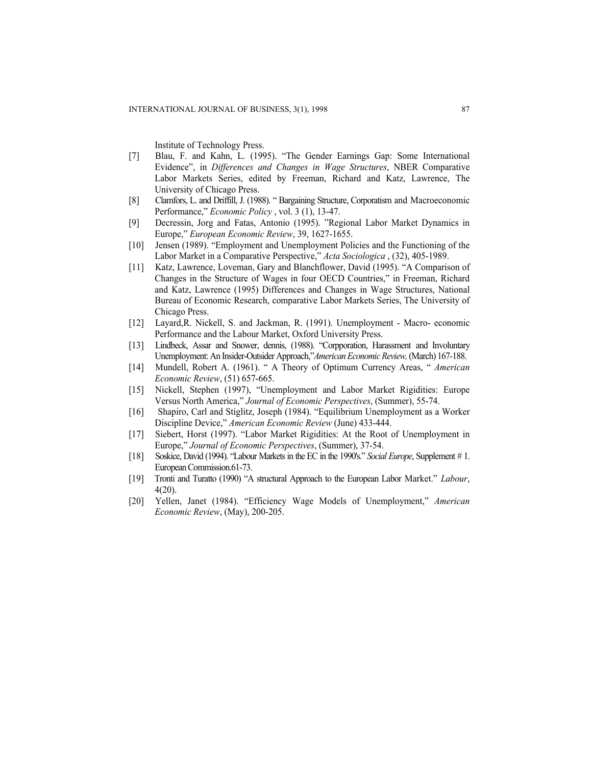Institute of Technology Press.

[7] Blau, F. and Kahn, L. (1995). "The Gender Earnings Gap: Some International Evidence", in *Differences and Changes in Wage Structures*, NBER Comparative Labor Markets Series, edited by Freeman, Richard and Katz, Lawrence, The University of Chicago Press.

[8] Clamfors, L. and Driffill, J. (1988). " Bargaining Structure, Corporatism and Macroeconomic Performance," *Economic Policy* , vol. 3 (1), 13-47.

[9] Decressin, Jorg and Fatas, Antonio (1995). "Regional Labor Market Dynamics in Europe," *European Economic Review*, 39, 1627-1655.

[10] Jensen (1989). "Employment and Unemployment Policies and the Functioning of the Labor Market in a Comparative Perspective," *Acta Sociologica* , (32), 405-1989.

[11] Katz, Lawrence, Loveman, Gary and Blanchflower, David (1995). "A Comparison of Changes in the Structure of Wages in four OECD Countries," in Freeman, Richard and Katz, Lawrence (1995) Differences and Changes in Wage Structures, National Bureau of Economic Research, comparative Labor Markets Series, The University of Chicago Press.

[12] Layard,R. Nickell, S. and Jackman, R. (1991). Unemployment - Macro- economic Performance and the Labour Market, Oxford University Press.

[13] Lindbeck, Assar and Snower, dennis, (1988). "Corpporation, Harassment and Involuntary Unemployment: An Insider-Outsider Approach,"*American Economic Review,* (March) 167-188.

[14] Mundell, Robert A. (1961). " A Theory of Optimum Currency Areas, " *American Economic Review*, (51) 657-665.

[15] Nickell, Stephen (1997), "Unemployment and Labor Market Rigidities: Europe Versus North America," *Journal of Economic Perspectives*, (Summer), 55-74.

[16] Shapiro, Carl and Stiglitz, Joseph (1984). "Equilibrium Unemployment as a Worker Discipline Device," *American Economic Review* (June) 433-444.

[17] Siebert, Horst (1997). "Labor Market Rigidities: At the Root of Unemployment in Europe," *Journal of Economic Perspectives*, (Summer), 37-54.

[18] Soskice, David (1994). "Labour Markets in the EC in the 1990's." *Social Europe*, Supplement # 1. European Commission.61-73.

[19] Tronti and Turatto (1990) "A structural Approach to the European Labor Market." *Labour*, 4(20).

[20] Yellen, Janet (1984). "Efficiency Wage Models of Unemployment," *American Economic Review*, (May), 200-205.